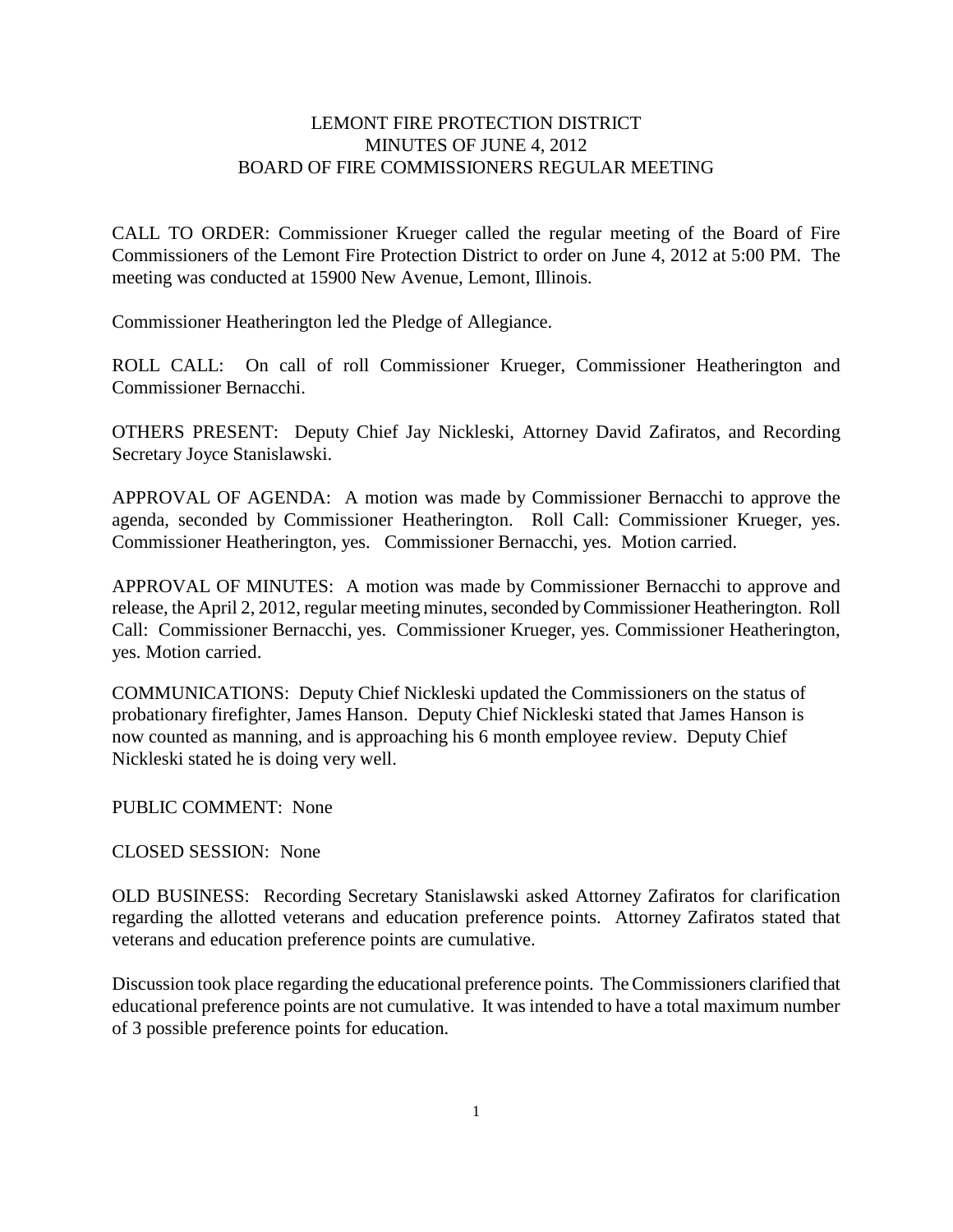# LEMONT FIRE PROTECTION DISTRICT
## MINUTES OF JUNE 4, 2012
## BOARD OF FIRE COMMISSIONERS REGULAR MEETING

CALL TO ORDER: Commissioner Krueger called the regular meeting of the Board of Fire Commissioners of the Lemont Fire Protection District to order on June 4, 2012 at 5:00 PM. The meeting was conducted at 15900 New Avenue, Lemont, Illinois.

Commissioner Heatherington led the Pledge of Allegiance.

ROLL CALL: On call of roll Commissioner Krueger, Commissioner Heatherington and Commissioner Bernacchi.

OTHERS PRESENT: Deputy Chief Jay Nickleski, Attorney David Zafiratos, and Recording Secretary Joyce Stanislawski.

APPROVAL OF AGENDA: A motion was made by Commissioner Bernacchi to approve the agenda, seconded by Commissioner Heatherington. Roll Call: Commissioner Krueger, yes. Commissioner Heatherington, yes. Commissioner Bernacchi, yes. Motion carried.

APPROVAL OF MINUTES: A motion was made by Commissioner Bernacchi to approve and release, the April 2, 2012, regular meeting minutes, seconded by Commissioner Heatherington. Roll Call: Commissioner Bernacchi, yes. Commissioner Krueger, yes. Commissioner Heatherington, yes. Motion carried.

COMMUNICATIONS: Deputy Chief Nickleski updated the Commissioners on the status of probationary firefighter, James Hanson. Deputy Chief Nickleski stated that James Hanson is now counted as manning, and is approaching his 6 month employee review. Deputy Chief Nickleski stated he is doing very well.

PUBLIC COMMENT: None

CLOSED SESSION: None

OLD BUSINESS: Recording Secretary Stanislawski asked Attorney Zafiratos for clarification regarding the allotted veterans and education preference points. Attorney Zafiratos stated that veterans and education preference points are cumulative.

Discussion took place regarding the educational preference points. The Commissioners clarified that educational preference points are not cumulative. It was intended to have a total maximum number of 3 possible preference points for education.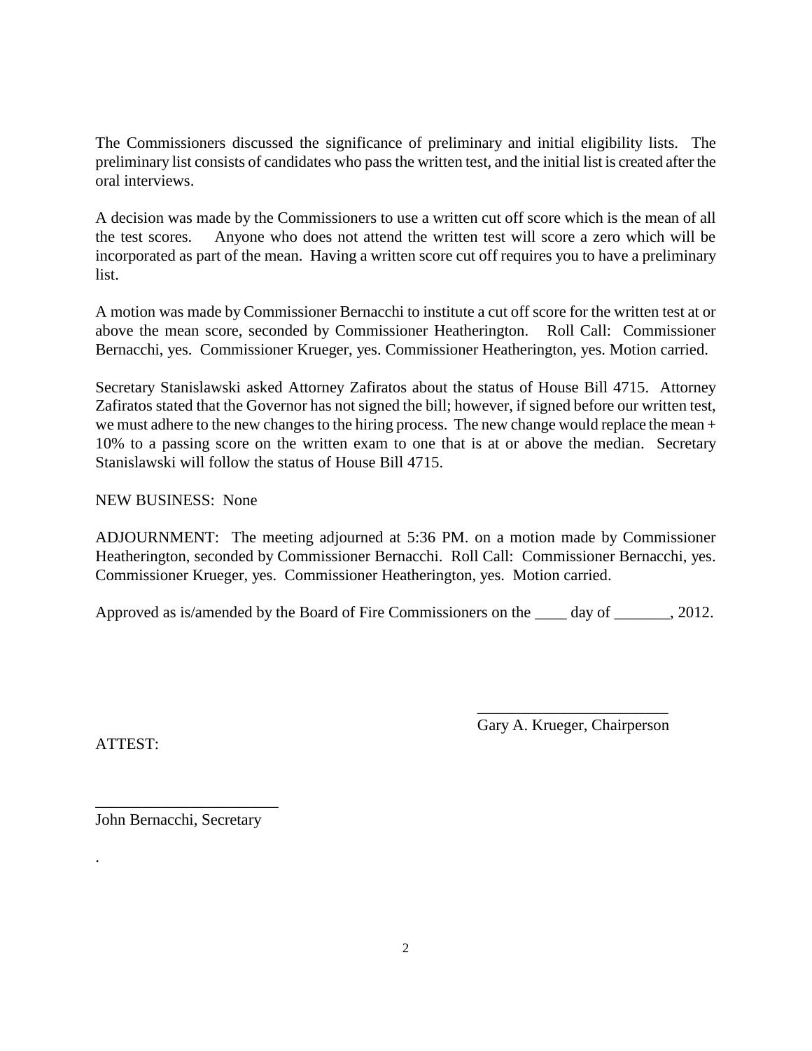The Commissioners discussed the significance of preliminary and initial eligibility lists. The preliminary list consists of candidates who pass the written test, and the initial list is created after the oral interviews.

A decision was made by the Commissioners to use a written cut off score which is the mean of all the test scores. Anyone who does not attend the written test will score a zero which will be incorporated as part of the mean. Having a written score cut off requires you to have a preliminary list.

A motion was made by Commissioner Bernacchi to institute a cut off score for the written test at or above the mean score, seconded by Commissioner Heatherington. Roll Call: Commissioner Bernacchi, yes. Commissioner Krueger, yes. Commissioner Heatherington, yes. Motion carried.

Secretary Stanislawski asked Attorney Zafiratos about the status of House Bill 4715. Attorney Zafiratos stated that the Governor has not signed the bill; however, if signed before our written test, we must adhere to the new changes to the hiring process. The new change would replace the mean + 10% to a passing score on the written exam to one that is at or above the median. Secretary Stanislawski will follow the status of House Bill 4715.

NEW BUSINESS: None

ADJOURNMENT: The meeting adjourned at 5:36 PM. on a motion made by Commissioner Heatherington, seconded by Commissioner Bernacchi. Roll Call: Commissioner Bernacchi, yes. Commissioner Krueger, yes. Commissioner Heatherington, yes. Motion carried.

Approved as is/amended by the Board of Fire Commissioners on the ____ day of _______, 2012.

________________________
Gary A. Krueger, Chairperson

ATTEST:

_______________________
John Bernacchi, Secretary

.